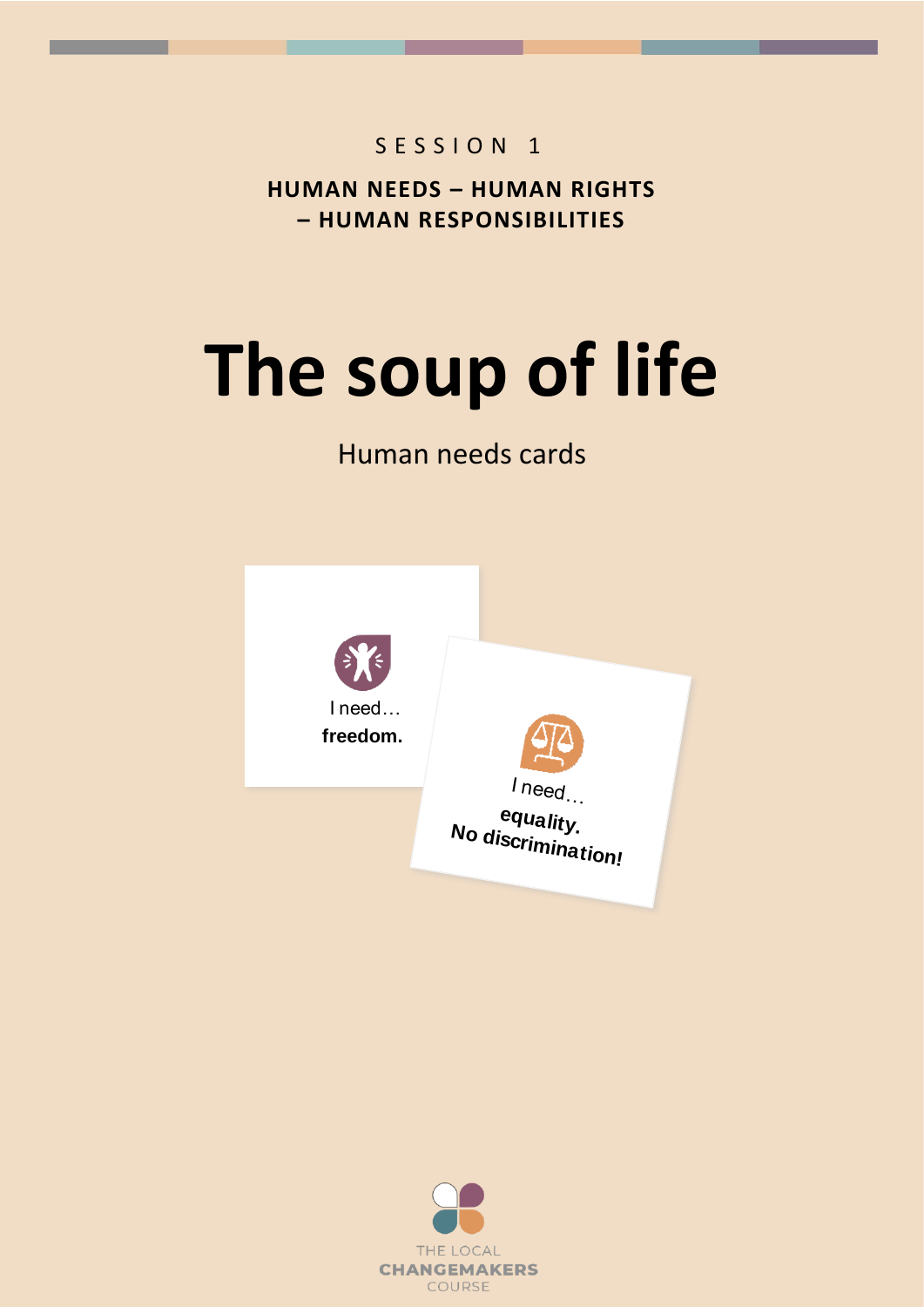SESSION 1

**HUMAN NEEDS – HUMAN RIGHTS – HUMAN RESPONSIBILITIES**

# The soup of life

Human needs cards

I need…
**freedom.**

I need…
**equality.
No discrimination!**

THE LOCAL
**CHANGEMAKERS**
COURSE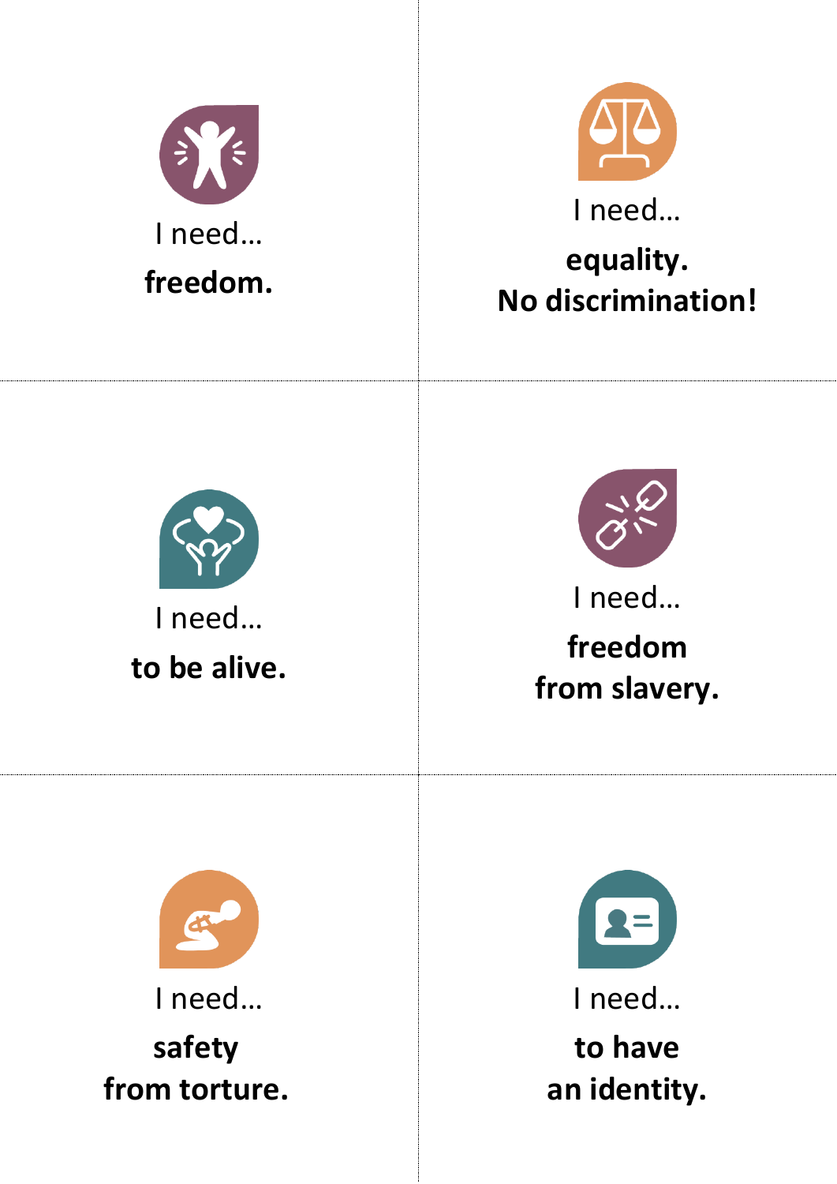I need…

**freedom.**

I need…

**equality.**
**No discrimination!**

I need…

**to be alive.**

I need…

**freedom**
**from slavery.**

I need…

**safety**
**from torture.**

I need…

**to have**
**an identity.**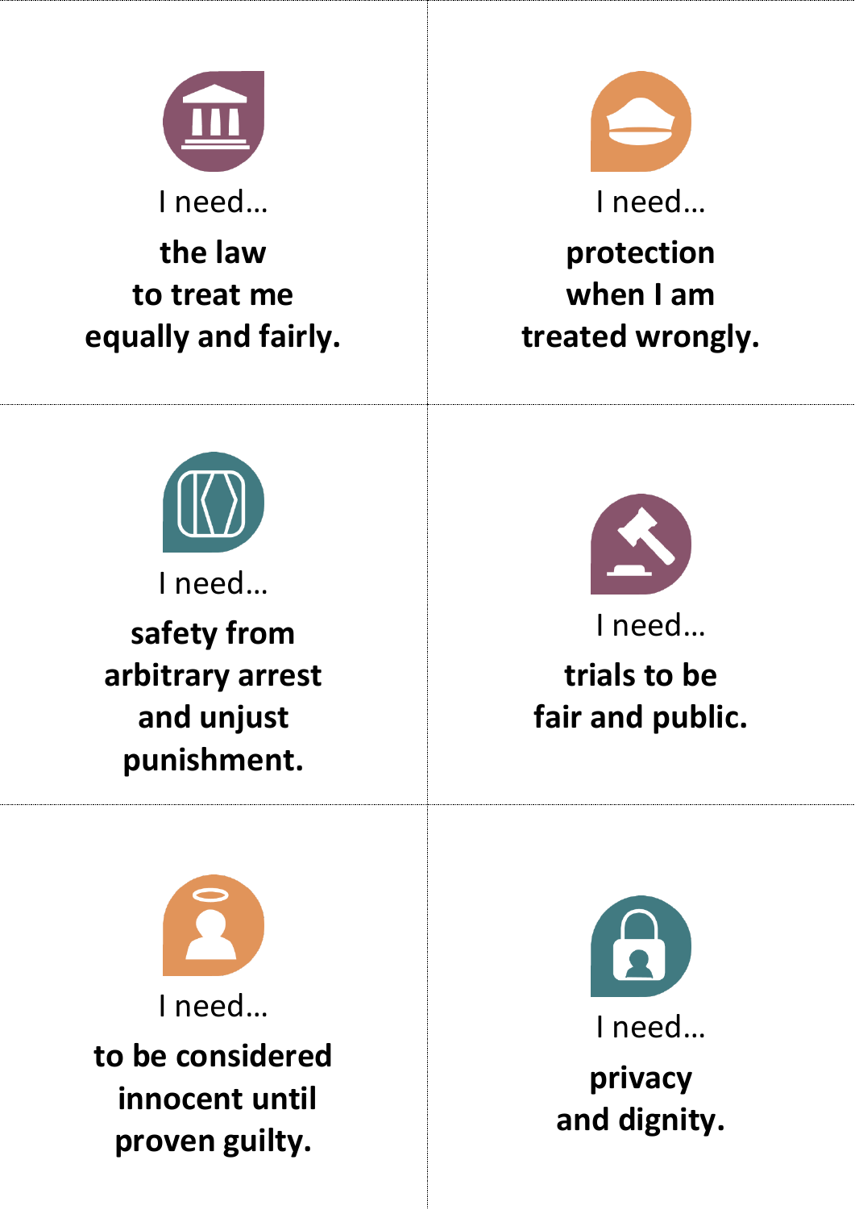I need…

**the law to treat me equally and fairly.**

I need…

**protection when I am treated wrongly.**

I need…

**safety from arbitrary arrest and unjust punishment.**

I need…

**trials to be fair and public.**

I need…

**to be considered innocent until proven guilty.**

I need…

**privacy and dignity.**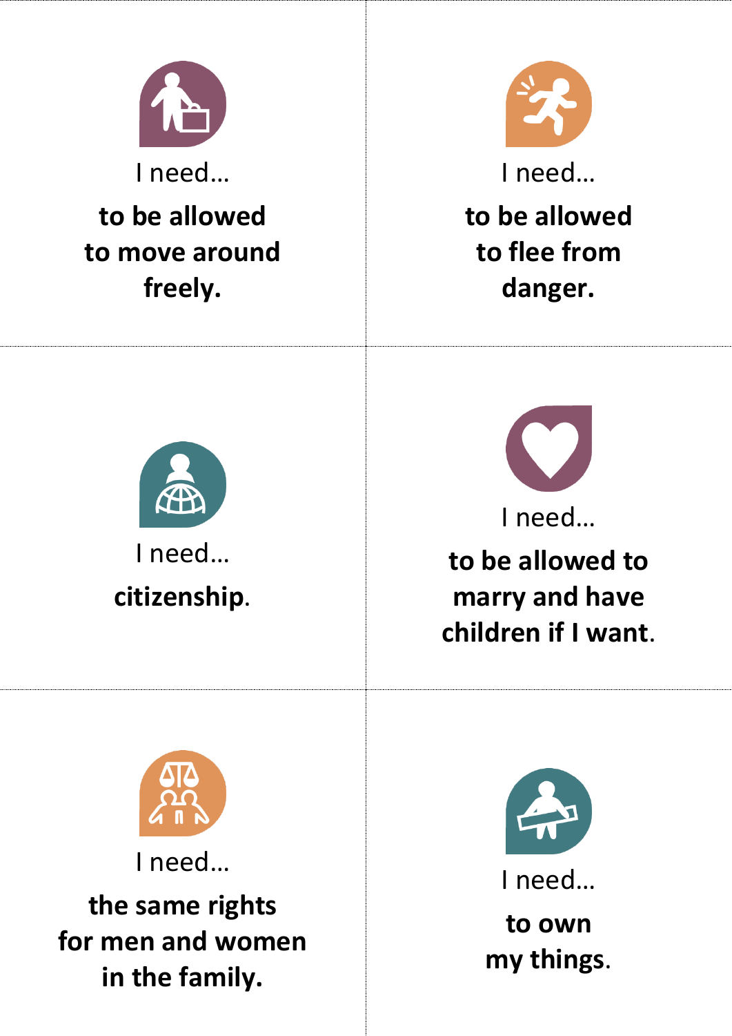I need…

**to be allowed to move around freely.**

I need…

**to be allowed to flee from danger.**

I need…

**citizenship.**

I need…

**to be allowed to marry and have children if I want.**

I need…

**the same rights for men and women in the family.**

I need…

**to own my things.**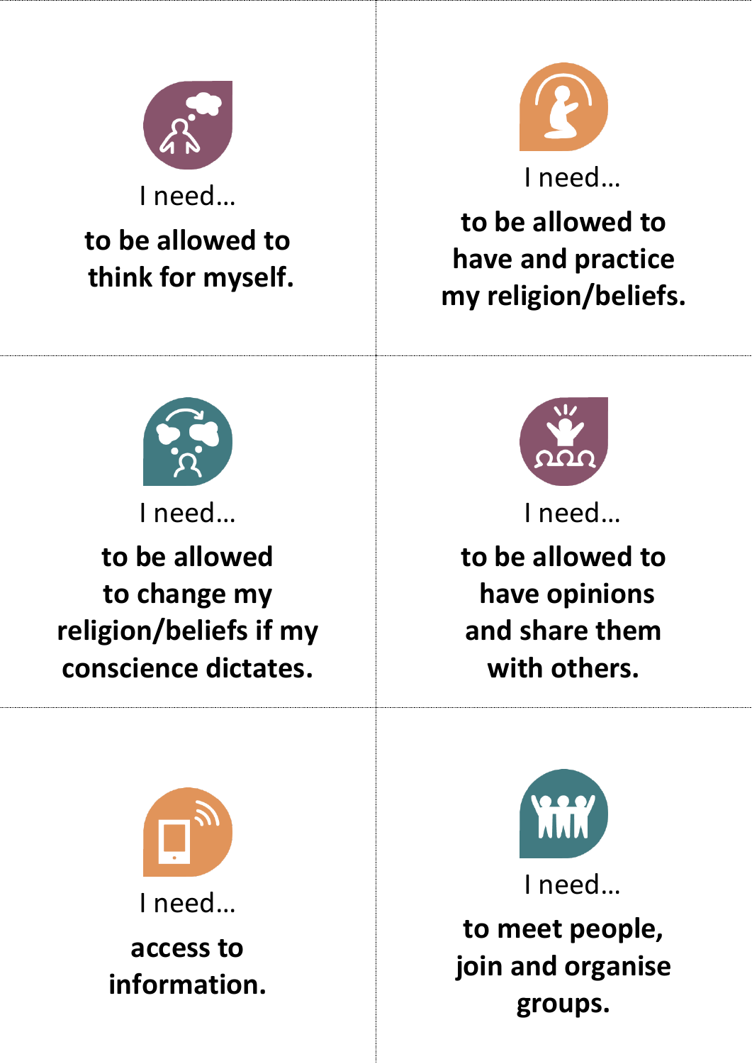I need…

**to be allowed to think for myself.**

I need…

**to be allowed to have and practice my religion/beliefs.**

I need…

**to be allowed to change my religion/beliefs if my conscience dictates.**

I need…

**to be allowed to have opinions and share them with others.**

I need…

**access to information.**

I need…

**to meet people, join and organise groups.**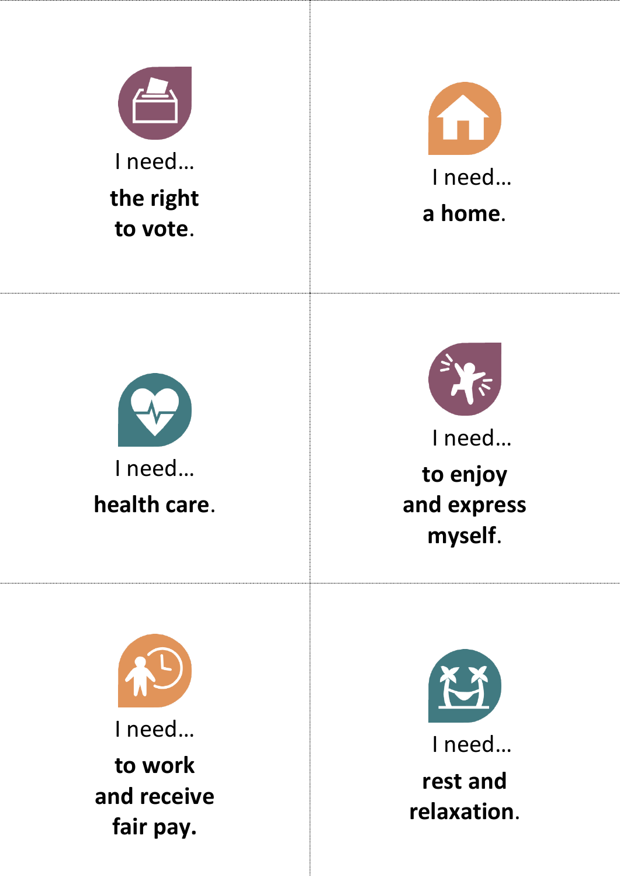I need…

**the right to vote**.

I need…

**a home**.

I need…

**health care**.

I need…

**to enjoy and express myself**.

I need…

**to work and receive fair pay.**

I need…

**rest and relaxation**.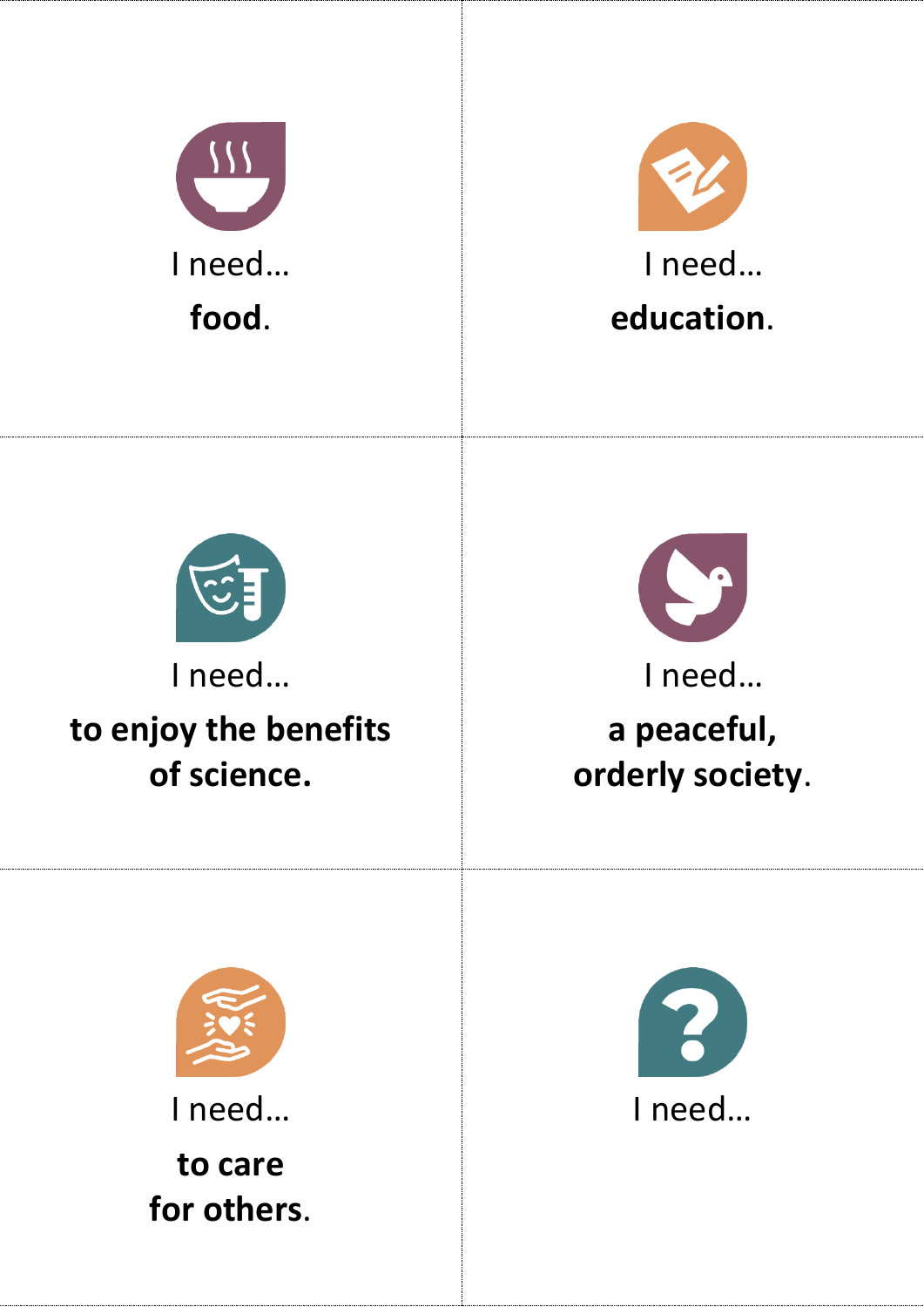I need…

**food**.

I need…

**education**.

I need…

**to enjoy the benefits of science.**

I need…

**a peaceful, orderly society**.

I need…

**to care for others**.

I need…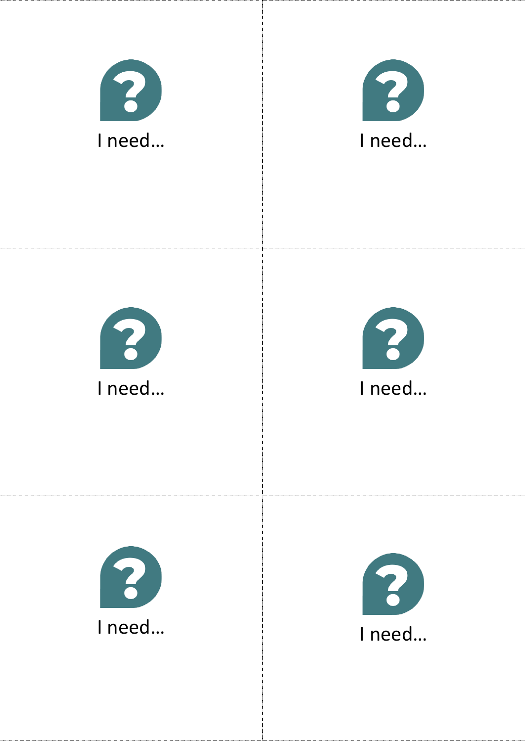I need…

I need…

I need…

I need…

I need…

I need…